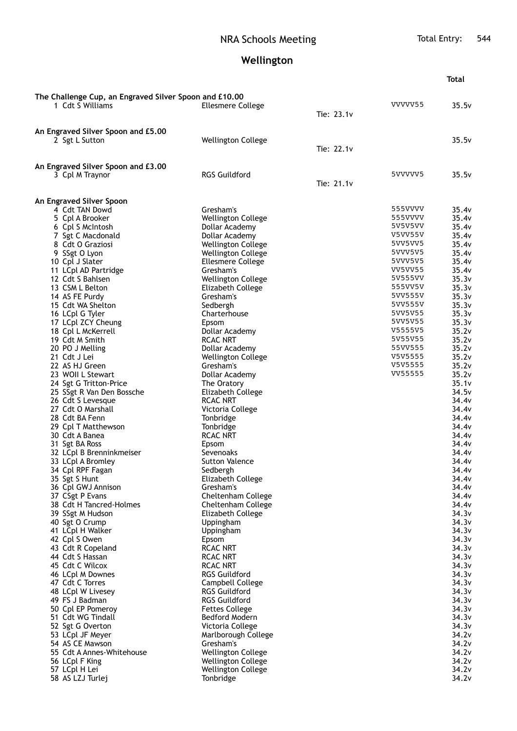NRA Schools Meeting — Total Entry: 544

# Wellington

| Pos | Name | School | Tie | Shots | Total |
|---|---|---|---|---|---|
| **The Challenge Cup, an Engraved Silver Spoon and £10.00** | | | | | |
| 1 | Cdt S Williams | Ellesmere College | Tie: 23.1v | VVVVV55 | 35.5v |
| **An Engraved Silver Spoon and £5.00** | | | | | |
| 2 | Sgt L Sutton | Wellington College | Tie: 22.1v | | 35.5v |
| **An Engraved Silver Spoon and £3.00** | | | | | |
| 3 | Cpl M Traynor | RGS Guildford | Tie: 21.1v | 5VVVVV5 | 35.5v |
| **An Engraved Silver Spoon** | | | | | |
| 4 | Cdt TAN Dowd | Gresham's | | 555VVVV | 35.4v |
| 5 | Cpl A Brooker | Wellington College | | 555VVVV | 35.4v |
| 6 | Cpl S McIntosh | Dollar Academy | | 5V5V5VV | 35.4v |
| 7 | Sgt C Macdonald | Dollar Academy | | V5VV55V | 35.4v |
| 8 | Cdt O Graziosi | Wellington College | | 5VV5VV5 | 35.4v |
| 9 | SSgt O Lyon | Wellington College | | 5VVV5V5 | 35.4v |
| 10 | Cpl J Slater | Ellesmere College | | 5VVV5V5 | 35.4v |
| 11 | LCpl AD Partridge | Gresham's | | VV5VV55 | 35.4v |
| 12 | Cdt S Bahlsen | Wellington College | | 5V555VV | 35.3v |
| 13 | CSM L Belton | Elizabeth College | | 555VV5V | 35.3v |
| 14 | AS FE Purdy | Gresham's | | 5VV555V | 35.3v |
| 15 | Cdt WA Shelton | Sedbergh | | 5VV555V | 35.3v |
| 16 | LCpl G Tyler | Charterhouse | | 5VV5V55 | 35.3v |
| 17 | LCpl ZCY Cheung | Epsom | | 5VV5V55 | 35.3v |
| 18 | Cpl L McKerrell | Dollar Academy | | V5555V5 | 35.2v |
| 19 | Cdt M Smith | RCAC NRT | | 5V55V55 | 35.2v |
| 20 | PO J Melling | Dollar Academy | | 55VV555 | 35.2v |
| 21 | Cdt J Lei | Wellington College | | V5V5555 | 35.2v |
| 22 | AS HJ Green | Gresham's | | V5V5555 | 35.2v |
| 23 | WOII L Stewart | Dollar Academy | | VV55555 | 35.2v |
| 24 | Sgt G Tritton-Price | The Oratory | | | 35.1v |
| 25 | SSgt R Van Den Bossche | Elizabeth College | | | 34.5v |
| 26 | Cdt S Levesque | RCAC NRT | | | 34.4v |
| 27 | Cdt O Marshall | Victoria College | | | 34.4v |
| 28 | Cdt BA Fenn | Tonbridge | | | 34.4v |
| 29 | Cpl T Matthewson | Tonbridge | | | 34.4v |
| 30 | Cdt A Banea | RCAC NRT | | | 34.4v |
| 31 | Sgt BA Ross | Epsom | | | 34.4v |
| 32 | LCpl B Brenninkmeiser | Sevenoaks | | | 34.4v |
| 33 | LCpl A Bromley | Sutton Valence | | | 34.4v |
| 34 | Cpl RPF Fagan | Sedbergh | | | 34.4v |
| 35 | Sgt S Hunt | Elizabeth College | | | 34.4v |
| 36 | Cpl GWJ Annison | Gresham's | | | 34.4v |
| 37 | CSgt P Evans | Cheltenham College | | | 34.4v |
| 38 | Cdt H Tancred-Holmes | Cheltenham College | | | 34.4v |
| 39 | SSgt M Hudson | Elizabeth College | | | 34.3v |
| 40 | Sgt O Crump | Uppingham | | | 34.3v |
| 41 | LCpl H Walker | Uppingham | | | 34.3v |
| 42 | Cpl S Owen | Epsom | | | 34.3v |
| 43 | Cdt R Copeland | RCAC NRT | | | 34.3v |
| 44 | Cdt S Hassan | RCAC NRT | | | 34.3v |
| 45 | Cdt C Wilcox | RCAC NRT | | | 34.3v |
| 46 | LCpl M Downes | RGS Guildford | | | 34.3v |
| 47 | Cdt C Torres | Campbell College | | | 34.3v |
| 48 | LCpl W Livesey | RGS Guildford | | | 34.3v |
| 49 | FS J Badman | RGS Guildford | | | 34.3v |
| 50 | Cpl EP Pomeroy | Fettes College | | | 34.3v |
| 51 | Cdt WG Tindall | Bedford Modern | | | 34.3v |
| 52 | Sgt G Overton | Victoria College | | | 34.3v |
| 53 | LCpl JF Meyer | Marlborough College | | | 34.2v |
| 54 | AS CE Mawson | Gresham's | | | 34.2v |
| 55 | Cdt A Annes-Whitehouse | Wellington College | | | 34.2v |
| 56 | LCpl F King | Wellington College | | | 34.2v |
| 57 | LCpl H Lei | Wellington College | | | 34.2v |
| 58 | AS LZJ Turlej | Tonbridge | | | 34.2v |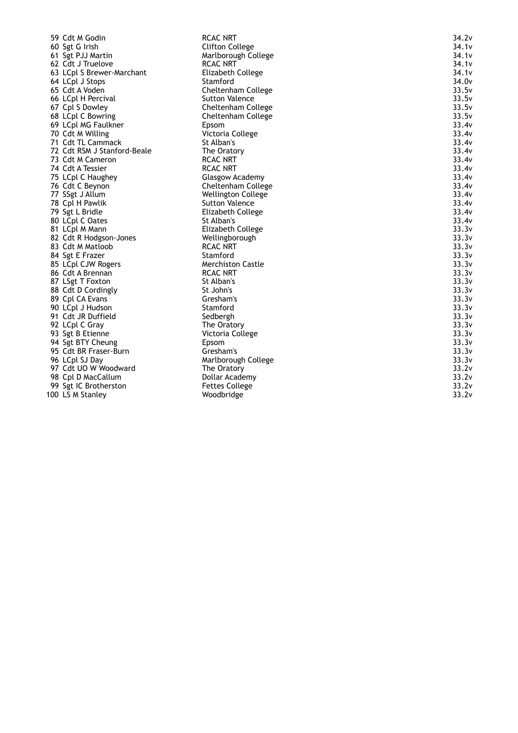| | | | |
|---|---|---|---|
| 59 | Cdt M Godin | RCAC NRT | 34.2v |
| 60 | Sgt G Irish | Clifton College | 34.1v |
| 61 | Sgt PJJ Martin | Marlborough College | 34.1v |
| 62 | Cdt J Truelove | RCAC NRT | 34.1v |
| 63 | LCpl S Brewer-Marchant | Elizabeth College | 34.1v |
| 64 | LCpl J Stops | Stamford | 34.0v |
| 65 | Cdt A Voden | Cheltenham College | 33.5v |
| 66 | LCpl H Percival | Sutton Valence | 33.5v |
| 67 | Cpl S Dowley | Cheltenham College | 33.5v |
| 68 | LCpl C Bowring | Cheltenham College | 33.5v |
| 69 | LCpl MG Faulkner | Epsom | 33.4v |
| 70 | Cdt M Willing | Victoria College | 33.4v |
| 71 | Cdt TL Cammack | St Alban's | 33.4v |
| 72 | Cdt RSM J Stanford-Beale | The Oratory | 33.4v |
| 73 | Cdt M Cameron | RCAC NRT | 33.4v |
| 74 | Cdt A Tessier | RCAC NRT | 33.4v |
| 75 | LCpl C Haughey | Glasgow Academy | 33.4v |
| 76 | Cdt C Beynon | Cheltenham College | 33.4v |
| 77 | SSgt J Allum | Wellington College | 33.4v |
| 78 | Cpl H Pawlik | Sutton Valence | 33.4v |
| 79 | Sgt L Bridle | Elizabeth College | 33.4v |
| 80 | LCpl C Oates | St Alban's | 33.4v |
| 81 | LCpl M Mann | Elizabeth College | 33.3v |
| 82 | Cdt R Hodgson-Jones | Wellingborough | 33.3v |
| 83 | Cdt M Matloob | RCAC NRT | 33.3v |
| 84 | Sgt E Frazer | Stamford | 33.3v |
| 85 | LCpl CJW Rogers | Merchiston Castle | 33.3v |
| 86 | Cdt A Brennan | RCAC NRT | 33.3v |
| 87 | LSgt T Foxton | St Alban's | 33.3v |
| 88 | Cdt D Cordingly | St John's | 33.3v |
| 89 | Cpl CA Evans | Gresham's | 33.3v |
| 90 | LCpl J Hudson | Stamford | 33.3v |
| 91 | Cdt JR Duffield | Sedbergh | 33.3v |
| 92 | LCpl C Gray | The Oratory | 33.3v |
| 93 | Sgt B Etienne | Victoria College | 33.3v |
| 94 | Sgt BTY Cheung | Epsom | 33.3v |
| 95 | Cdt BR Fraser-Burn | Gresham's | 33.3v |
| 96 | LCpl SJ Day | Marlborough College | 33.3v |
| 97 | Cdt UO W Woodward | The Oratory | 33.2v |
| 98 | Cpl D MacCallum | Dollar Academy | 33.2v |
| 99 | Sgt IC Brotherston | Fettes College | 33.2v |
| 100 | LS M Stanley | Woodbridge | 33.2v |